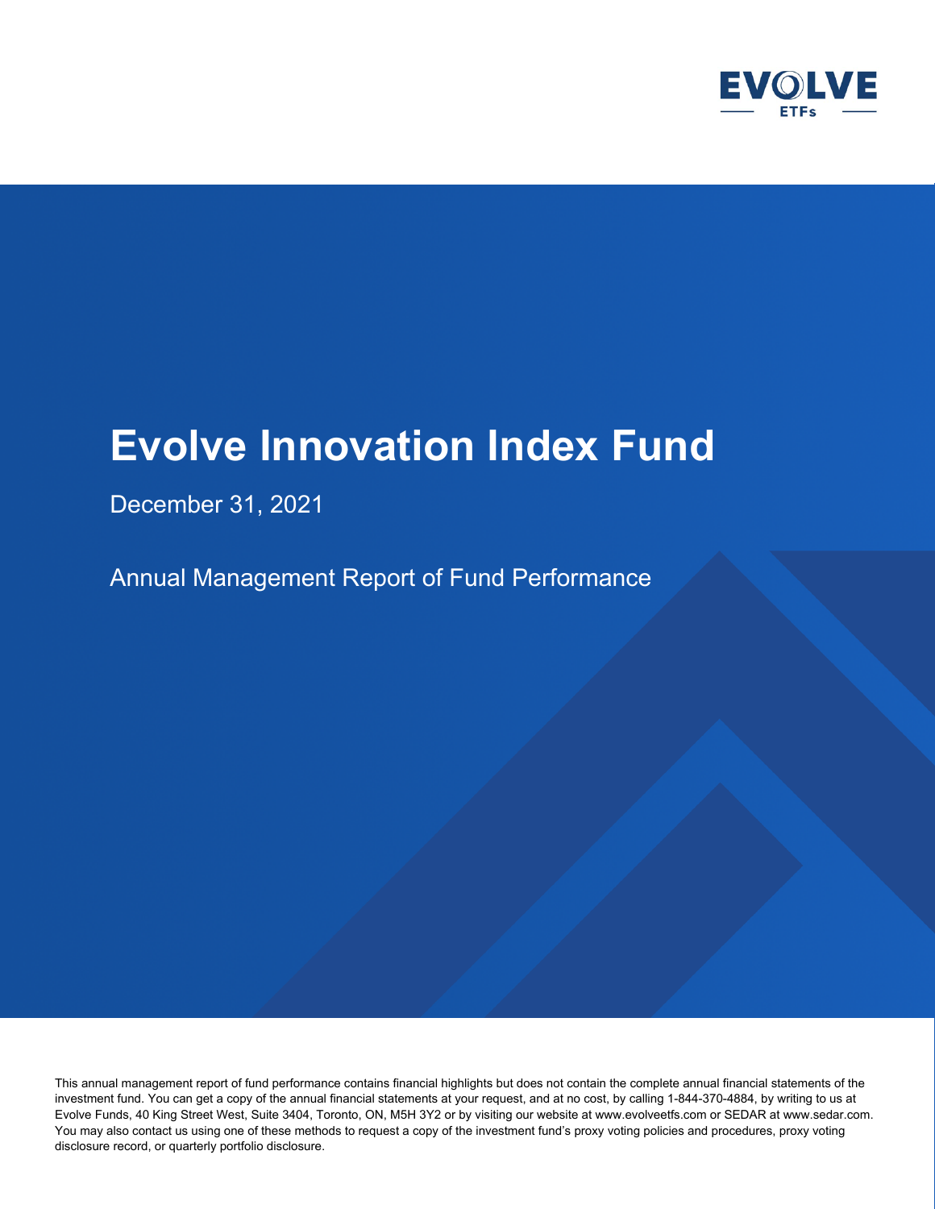EVOLVE ETFs

# Evolve Innovation Index Fund

December 31, 2021

Annual Management Report of Fund Performance

This annual management report of fund performance contains financial highlights but does not contain the complete annual financial statements of the investment fund. You can get a copy of the annual financial statements at your request, and at no cost, by calling 1-844-370-4884, by writing to us at Evolve Funds, 40 King Street West, Suite 3404, Toronto, ON, M5H 3Y2 or by visiting our website at www.evolveetfs.com or SEDAR at www.sedar.com. You may also contact us using one of these methods to request a copy of the investment fund's proxy voting policies and procedures, proxy voting disclosure record, or quarterly portfolio disclosure.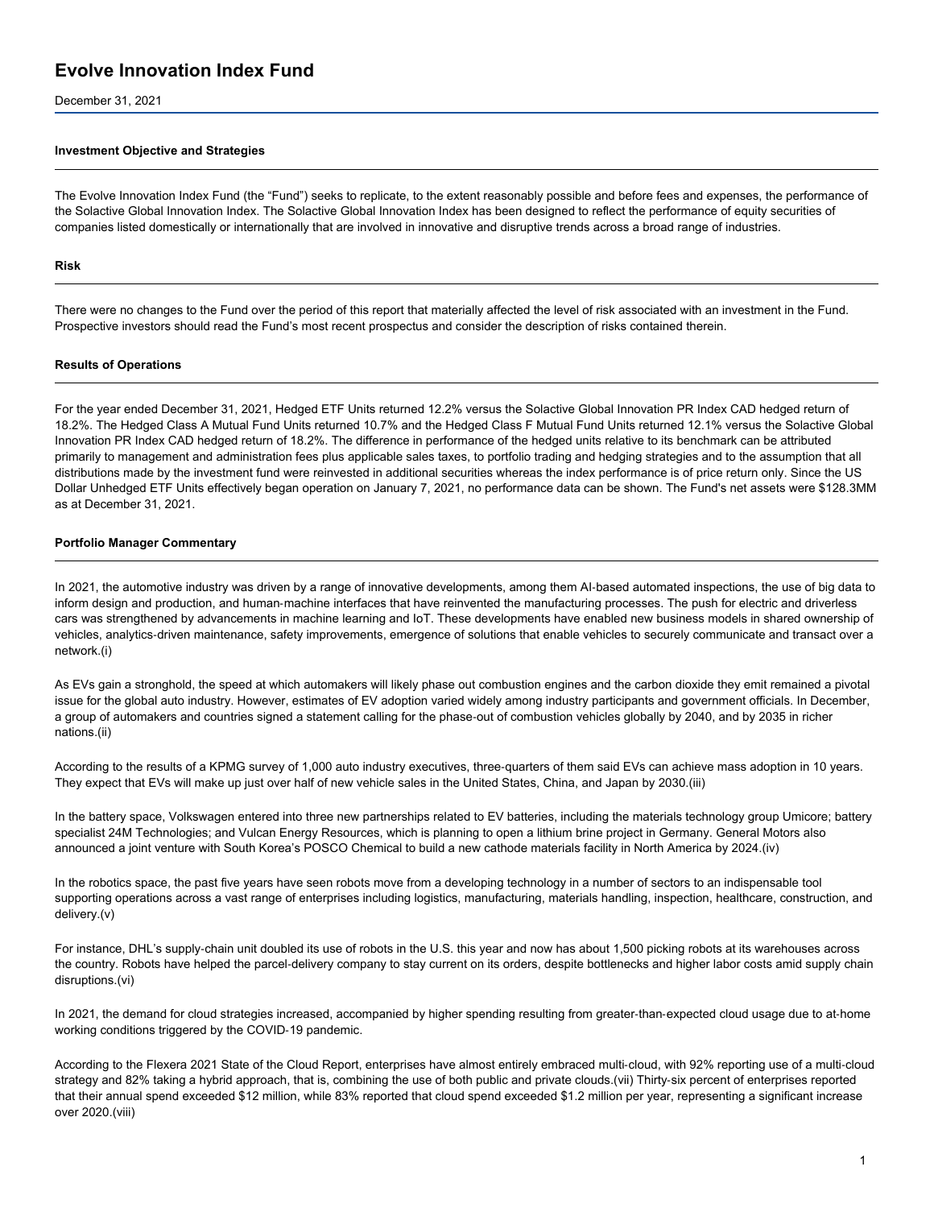# Evolve Innovation Index Fund

December 31, 2021

### Investment Objective and Strategies

The Evolve Innovation Index Fund (the "Fund") seeks to replicate, to the extent reasonably possible and before fees and expenses, the performance of the Solactive Global Innovation Index. The Solactive Global Innovation Index has been designed to reflect the performance of equity securities of companies listed domestically or internationally that are involved in innovative and disruptive trends across a broad range of industries.

### Risk

There were no changes to the Fund over the period of this report that materially affected the level of risk associated with an investment in the Fund. Prospective investors should read the Fund's most recent prospectus and consider the description of risks contained therein.

### Results of Operations

For the year ended December 31, 2021, Hedged ETF Units returned 12.2% versus the Solactive Global Innovation PR Index CAD hedged return of 18.2%. The Hedged Class A Mutual Fund Units returned 10.7% and the Hedged Class F Mutual Fund Units returned 12.1% versus the Solactive Global Innovation PR Index CAD hedged return of 18.2%. The difference in performance of the hedged units relative to its benchmark can be attributed primarily to management and administration fees plus applicable sales taxes, to portfolio trading and hedging strategies and to the assumption that all distributions made by the investment fund were reinvested in additional securities whereas the index performance is of price return only. Since the US Dollar Unhedged ETF Units effectively began operation on January 7, 2021, no performance data can be shown. The Fund's net assets were $128.3MM as at December 31, 2021.

### Portfolio Manager Commentary

In 2021, the automotive industry was driven by a range of innovative developments, among them AI-based automated inspections, the use of big data to inform design and production, and human-machine interfaces that have reinvented the manufacturing processes. The push for electric and driverless cars was strengthened by advancements in machine learning and IoT. These developments have enabled new business models in shared ownership of vehicles, analytics-driven maintenance, safety improvements, emergence of solutions that enable vehicles to securely communicate and transact over a network.(i)

As EVs gain a stronghold, the speed at which automakers will likely phase out combustion engines and the carbon dioxide they emit remained a pivotal issue for the global auto industry. However, estimates of EV adoption varied widely among industry participants and government officials. In December, a group of automakers and countries signed a statement calling for the phase-out of combustion vehicles globally by 2040, and by 2035 in richer nations.(ii)

According to the results of a KPMG survey of 1,000 auto industry executives, three-quarters of them said EVs can achieve mass adoption in 10 years. They expect that EVs will make up just over half of new vehicle sales in the United States, China, and Japan by 2030.(iii)

In the battery space, Volkswagen entered into three new partnerships related to EV batteries, including the materials technology group Umicore; battery specialist 24M Technologies; and Vulcan Energy Resources, which is planning to open a lithium brine project in Germany. General Motors also announced a joint venture with South Korea's POSCO Chemical to build a new cathode materials facility in North America by 2024.(iv)

In the robotics space, the past five years have seen robots move from a developing technology in a number of sectors to an indispensable tool supporting operations across a vast range of enterprises including logistics, manufacturing, materials handling, inspection, healthcare, construction, and delivery.(v)

For instance, DHL's supply-chain unit doubled its use of robots in the U.S. this year and now has about 1,500 picking robots at its warehouses across the country. Robots have helped the parcel-delivery company to stay current on its orders, despite bottlenecks and higher labor costs amid supply chain disruptions.(vi)

In 2021, the demand for cloud strategies increased, accompanied by higher spending resulting from greater-than-expected cloud usage due to at-home working conditions triggered by the COVID-19 pandemic.

According to the Flexera 2021 State of the Cloud Report, enterprises have almost entirely embraced multi-cloud, with 92% reporting use of a multi-cloud strategy and 82% taking a hybrid approach, that is, combining the use of both public and private clouds.(vii) Thirty-six percent of enterprises reported that their annual spend exceeded $12 million, while 83% reported that cloud spend exceeded $1.2 million per year, representing a significant increase over 2020.(viii)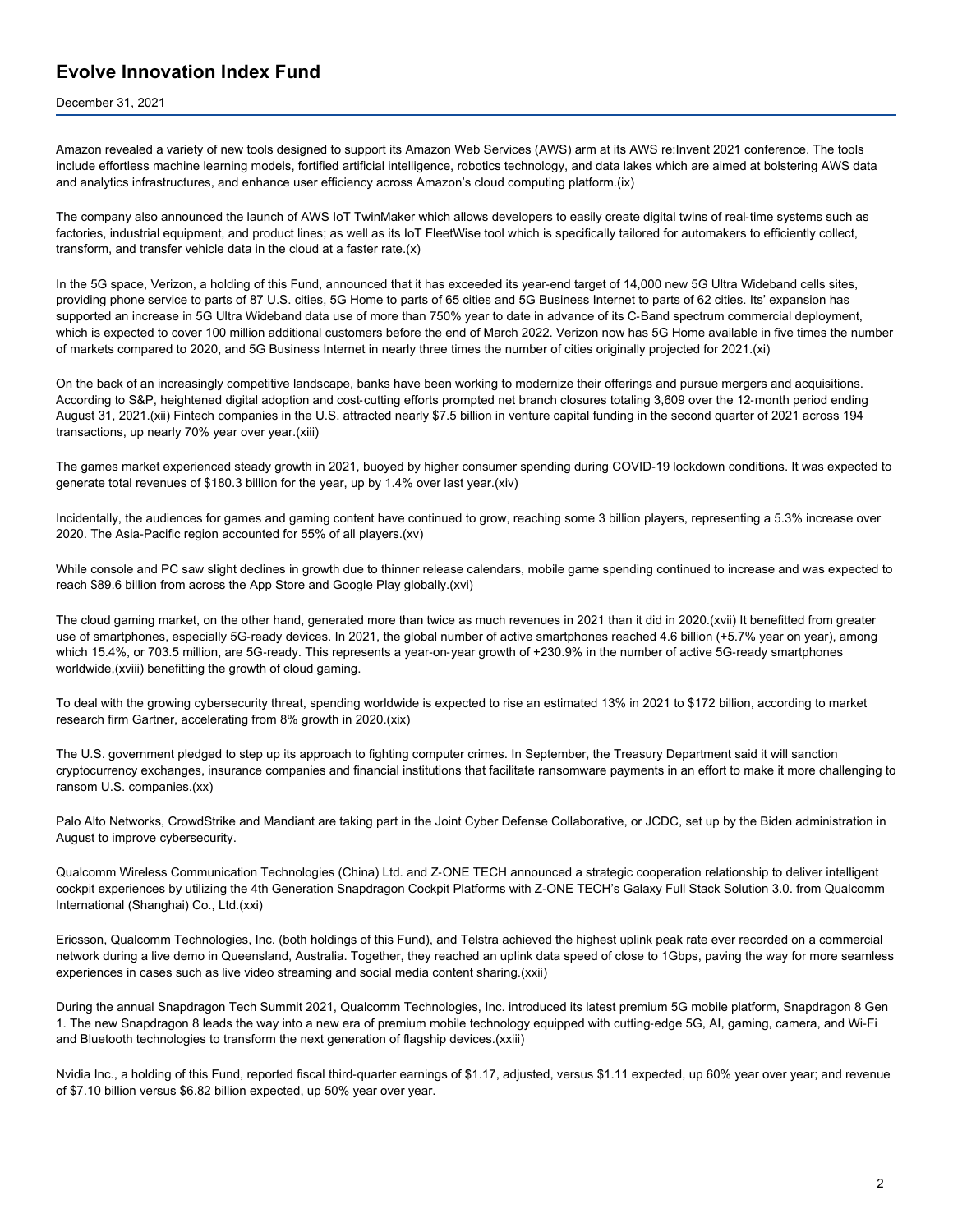Amazon revealed a variety of new tools designed to support its Amazon Web Services (AWS) arm at its AWS re:Invent 2021 conference. The tools include effortless machine learning models, fortified artificial intelligence, robotics technology, and data lakes which are aimed at bolstering AWS data and analytics infrastructures, and enhance user efficiency across Amazon's cloud computing platform.(ix)

The company also announced the launch of AWS IoT TwinMaker which allows developers to easily create digital twins of real-time systems such as factories, industrial equipment, and product lines; as well as its IoT FleetWise tool which is specifically tailored for automakers to efficiently collect, transform, and transfer vehicle data in the cloud at a faster rate.(x)

In the 5G space, Verizon, a holding of this Fund, announced that it has exceeded its year-end target of 14,000 new 5G Ultra Wideband cells sites, providing phone service to parts of 87 U.S. cities, 5G Home to parts of 65 cities and 5G Business Internet to parts of 62 cities. Its' expansion has supported an increase in 5G Ultra Wideband data use of more than 750% year to date in advance of its C-Band spectrum commercial deployment, which is expected to cover 100 million additional customers before the end of March 2022. Verizon now has 5G Home available in five times the number of markets compared to 2020, and 5G Business Internet in nearly three times the number of cities originally projected for 2021.(xi)

On the back of an increasingly competitive landscape, banks have been working to modernize their offerings and pursue mergers and acquisitions. According to S&P, heightened digital adoption and cost-cutting efforts prompted net branch closures totaling 3,609 over the 12-month period ending August 31, 2021.(xii) Fintech companies in the U.S. attracted nearly $7.5 billion in venture capital funding in the second quarter of 2021 across 194 transactions, up nearly 70% year over year.(xiii)

The games market experienced steady growth in 2021, buoyed by higher consumer spending during COVID-19 lockdown conditions. It was expected to generate total revenues of $180.3 billion for the year, up by 1.4% over last year.(xiv)

Incidentally, the audiences for games and gaming content have continued to grow, reaching some 3 billion players, representing a 5.3% increase over 2020. The Asia-Pacific region accounted for 55% of all players.(xv)

While console and PC saw slight declines in growth due to thinner release calendars, mobile game spending continued to increase and was expected to reach $89.6 billion from across the App Store and Google Play globally.(xvi)

The cloud gaming market, on the other hand, generated more than twice as much revenues in 2021 than it did in 2020.(xvii) It benefitted from greater use of smartphones, especially 5G-ready devices. In 2021, the global number of active smartphones reached 4.6 billion (+5.7% year on year), among which 15.4%, or 703.5 million, are 5G-ready. This represents a year-on-year growth of +230.9% in the number of active 5G-ready smartphones worldwide,(xviii) benefitting the growth of cloud gaming.

To deal with the growing cybersecurity threat, spending worldwide is expected to rise an estimated 13% in 2021 to $172 billion, according to market research firm Gartner, accelerating from 8% growth in 2020.(xix)

The U.S. government pledged to step up its approach to fighting computer crimes. In September, the Treasury Department said it will sanction cryptocurrency exchanges, insurance companies and financial institutions that facilitate ransomware payments in an effort to make it more challenging to ransom U.S. companies.(xx)

Palo Alto Networks, CrowdStrike and Mandiant are taking part in the Joint Cyber Defense Collaborative, or JCDC, set up by the Biden administration in August to improve cybersecurity.

Qualcomm Wireless Communication Technologies (China) Ltd. and Z-ONE TECH announced a strategic cooperation relationship to deliver intelligent cockpit experiences by utilizing the 4th Generation Snapdragon Cockpit Platforms with Z-ONE TECH's Galaxy Full Stack Solution 3.0. from Qualcomm International (Shanghai) Co., Ltd.(xxi)

Ericsson, Qualcomm Technologies, Inc. (both holdings of this Fund), and Telstra achieved the highest uplink peak rate ever recorded on a commercial network during a live demo in Queensland, Australia. Together, they reached an uplink data speed of close to 1Gbps, paving the way for more seamless experiences in cases such as live video streaming and social media content sharing.(xxii)

During the annual Snapdragon Tech Summit 2021, Qualcomm Technologies, Inc. introduced its latest premium 5G mobile platform, Snapdragon 8 Gen 1. The new Snapdragon 8 leads the way into a new era of premium mobile technology equipped with cutting-edge 5G, AI, gaming, camera, and Wi-Fi and Bluetooth technologies to transform the next generation of flagship devices.(xxiii)

Nvidia Inc., a holding of this Fund, reported fiscal third-quarter earnings of $1.17, adjusted, versus $1.11 expected, up 60% year over year; and revenue of $7.10 billion versus $6.82 billion expected, up 50% year over year.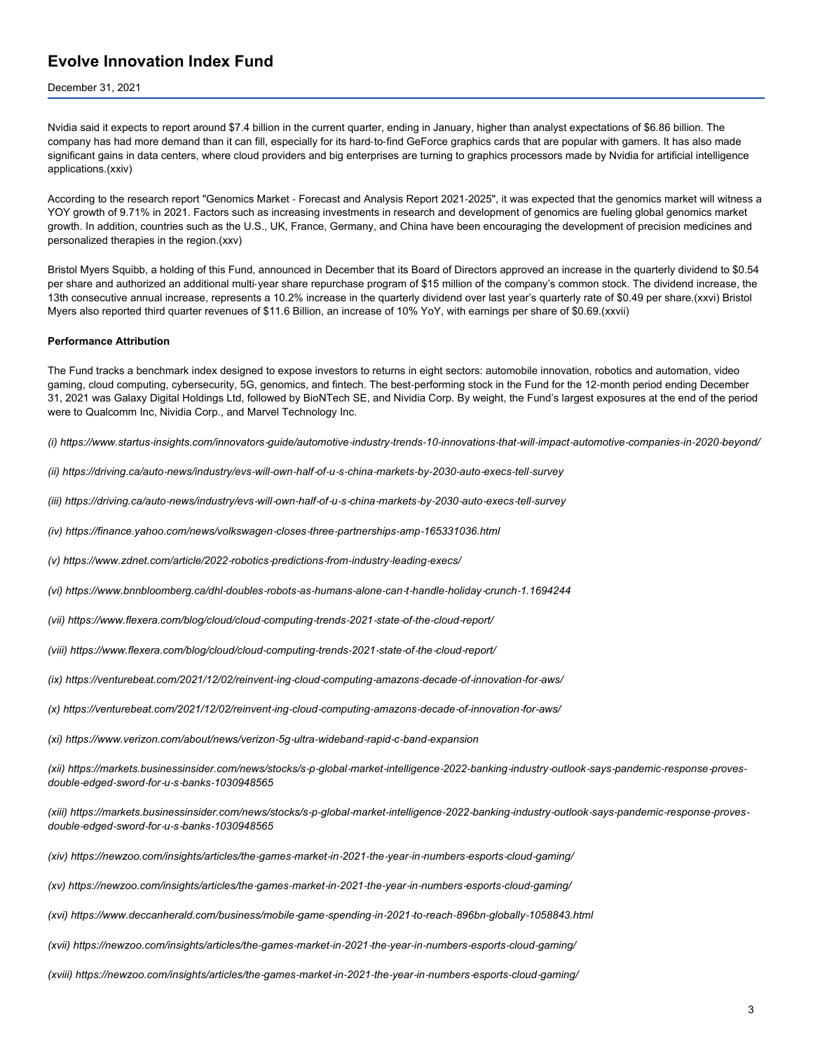Nvidia said it expects to report around $7.4 billion in the current quarter, ending in January, higher than analyst expectations of $6.86 billion. The company has had more demand than it can fill, especially for its hard-to-find GeForce graphics cards that are popular with gamers. It has also made significant gains in data centers, where cloud providers and big enterprises are turning to graphics processors made by Nvidia for artificial intelligence applications.(xxiv)

According to the research report "Genomics Market - Forecast and Analysis Report 2021-2025", it was expected that the genomics market will witness a YOY growth of 9.71% in 2021. Factors such as increasing investments in research and development of genomics are fueling global genomics market growth. In addition, countries such as the U.S., UK, France, Germany, and China have been encouraging the development of precision medicines and personalized therapies in the region.(xxv)

Bristol Myers Squibb, a holding of this Fund, announced in December that its Board of Directors approved an increase in the quarterly dividend to $0.54 per share and authorized an additional multi-year share repurchase program of $15 million of the company's common stock. The dividend increase, the 13th consecutive annual increase, represents a 10.2% increase in the quarterly dividend over last year's quarterly rate of $0.49 per share.(xxvi) Bristol Myers also reported third quarter revenues of $11.6 Billion, an increase of 10% YoY, with earnings per share of $0.69.(xxvii)

**Performance Attribution**

The Fund tracks a benchmark index designed to expose investors to returns in eight sectors: automobile innovation, robotics and automation, video gaming, cloud computing, cybersecurity, 5G, genomics, and fintech. The best-performing stock in the Fund for the 12-month period ending December 31, 2021 was Galaxy Digital Holdings Ltd, followed by BioNTech SE, and Nvidia Corp. By weight, the Fund's largest exposures at the end of the period were to Qualcomm Inc, Nvidia Corp., and Marvel Technology Inc.

*(i) https://www.startus-insights.com/innovators-guide/automotive-industry-trends-10-innovations-that-will-impact-automotive-companies-in-2020-beyond/*

*(ii) https://driving.ca/auto-news/industry/evs-will-own-half-of-u-s-china-markets-by-2030-auto-execs-tell-survey*

*(iii) https://driving.ca/auto-news/industry/evs-will-own-half-of-u-s-china-markets-by-2030-auto-execs-tell-survey*

*(iv) https://finance.yahoo.com/news/volkswagen-closes-three-partnerships-amp-165331036.html*

*(v) https://www.zdnet.com/article/2022-robotics-predictions-from-industry-leading-execs/*

*(vi) https://www.bnnbloomberg.ca/dhl-doubles-robots-as-humans-alone-can-t-handle-holiday-crunch-1.1694244*

*(vii) https://www.flexera.com/blog/cloud/cloud-computing-trends-2021-state-of-the-cloud-report/*

*(viii) https://www.flexera.com/blog/cloud/cloud-computing-trends-2021-state-of-the-cloud-report/*

*(ix) https://venturebeat.com/2021/12/02/reinvent-ing-cloud-computing-amazons-decade-of-innovation-for-aws/*

*(x) https://venturebeat.com/2021/12/02/reinvent-ing-cloud-computing-amazons-decade-of-innovation-for-aws/*

*(xi) https://www.verizon.com/about/news/verizon-5g-ultra-wideband-rapid-c-band-expansion*

*(xii) https://markets.businessinsider.com/news/stocks/s-p-global-market-intelligence-2022-banking-industry-outlook-says-pandemic-response-proves-double-edged-sword-for-u-s-banks-1030948565*

*(xiii) https://markets.businessinsider.com/news/stocks/s-p-global-market-intelligence-2022-banking-industry-outlook-says-pandemic-response-proves-double-edged-sword-for-u-s-banks-1030948565*

*(xiv) https://newzoo.com/insights/articles/the-games-market-in-2021-the-year-in-numbers-esports-cloud-gaming/*

*(xv) https://newzoo.com/insights/articles/the-games-market-in-2021-the-year-in-numbers-esports-cloud-gaming/*

*(xvi) https://www.deccanherald.com/business/mobile-game-spending-in-2021-to-reach-896bn-globally-1058843.html*

*(xvii) https://newzoo.com/insights/articles/the-games-market-in-2021-the-year-in-numbers-esports-cloud-gaming/*

*(xviii) https://newzoo.com/insights/articles/the-games-market-in-2021-the-year-in-numbers-esports-cloud-gaming/*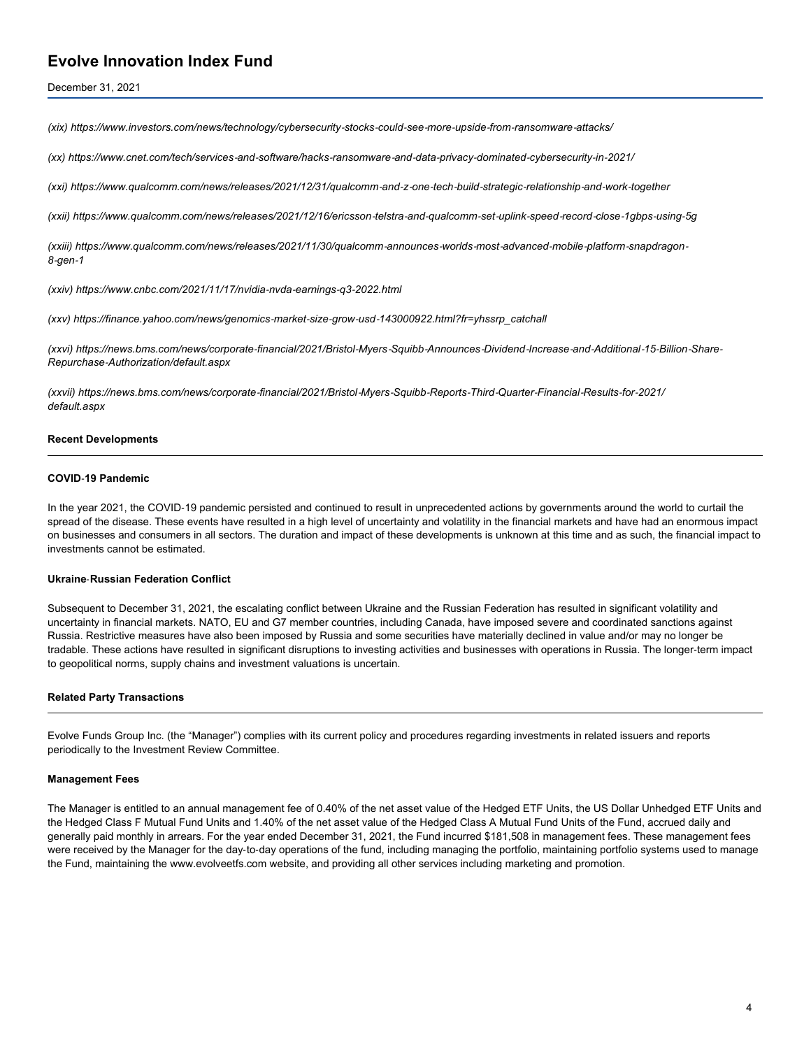*(xix) https://www.investors.com/news/technology/cybersecurity-stocks-could-see-more-upside-from-ransomware-attacks/*

*(xx) https://www.cnet.com/tech/services-and-software/hacks-ransomware-and-data-privacy-dominated-cybersecurity-in-2021/*

*(xxi) https://www.qualcomm.com/news/releases/2021/12/31/qualcomm-and-z-one-tech-build-strategic-relationship-and-work-together*

*(xxii) https://www.qualcomm.com/news/releases/2021/12/16/ericsson-telstra-and-qualcomm-set-uplink-speed-record-close-1gbps-using-5g*

*(xxiii) https://www.qualcomm.com/news/releases/2021/11/30/qualcomm-announces-worlds-most-advanced-mobile-platform-snapdragon-8-gen-1*

*(xxiv) https://www.cnbc.com/2021/11/17/nvidia-nvda-earnings-q3-2022.html*

*(xxv) https://finance.yahoo.com/news/genomics-market-size-grow-usd-143000922.html?fr=yhssrp_catchall*

*(xxvi) https://news.bms.com/news/corporate-financial/2021/Bristol-Myers-Squibb-Announces-Dividend-Increase-and-Additional-15-Billion-Share-Repurchase-Authorization/default.aspx*

*(xxvii) https://news.bms.com/news/corporate-financial/2021/Bristol-Myers-Squibb-Reports-Third-Quarter-Financial-Results-for-2021/default.aspx*

## Recent Developments

### COVID-19 Pandemic

In the year 2021, the COVID-19 pandemic persisted and continued to result in unprecedented actions by governments around the world to curtail the spread of the disease. These events have resulted in a high level of uncertainty and volatility in the financial markets and have had an enormous impact on businesses and consumers in all sectors. The duration and impact of these developments is unknown at this time and as such, the financial impact to investments cannot be estimated.

### Ukraine-Russian Federation Conflict

Subsequent to December 31, 2021, the escalating conflict between Ukraine and the Russian Federation has resulted in significant volatility and uncertainty in financial markets. NATO, EU and G7 member countries, including Canada, have imposed severe and coordinated sanctions against Russia. Restrictive measures have also been imposed by Russia and some securities have materially declined in value and/or may no longer be tradable. These actions have resulted in significant disruptions to investing activities and businesses with operations in Russia. The longer-term impact to geopolitical norms, supply chains and investment valuations is uncertain.

## Related Party Transactions

Evolve Funds Group Inc. (the "Manager") complies with its current policy and procedures regarding investments in related issuers and reports periodically to the Investment Review Committee.

### Management Fees

The Manager is entitled to an annual management fee of 0.40% of the net asset value of the Hedged ETF Units, the US Dollar Unhedged ETF Units and the Hedged Class F Mutual Fund Units and 1.40% of the net asset value of the Hedged Class A Mutual Fund Units of the Fund, accrued daily and generally paid monthly in arrears. For the year ended December 31, 2021, the Fund incurred $181,508 in management fees. These management fees were received by the Manager for the day-to-day operations of the fund, including managing the portfolio, maintaining portfolio systems used to manage the Fund, maintaining the www.evolveetfs.com website, and providing all other services including marketing and promotion.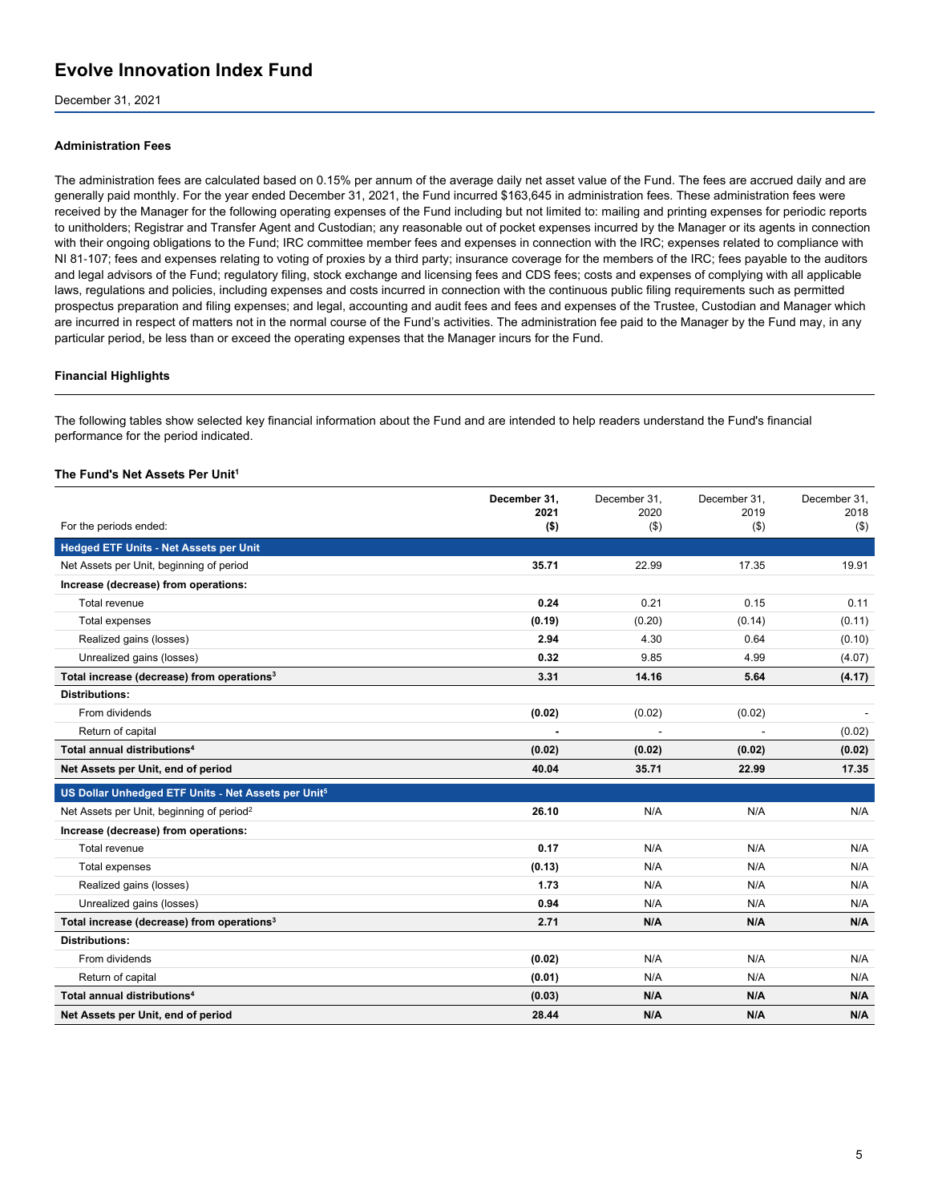# Evolve Innovation Index Fund

December 31, 2021

### Administration Fees

The administration fees are calculated based on 0.15% per annum of the average daily net asset value of the Fund. The fees are accrued daily and are generally paid monthly. For the year ended December 31, 2021, the Fund incurred $163,645 in administration fees. These administration fees were received by the Manager for the following operating expenses of the Fund including but not limited to: mailing and printing expenses for periodic reports to unitholders; Registrar and Transfer Agent and Custodian; any reasonable out of pocket expenses incurred by the Manager or its agents in connection with their ongoing obligations to the Fund; IRC committee member fees and expenses in connection with the IRC; expenses related to compliance with NI 81-107; fees and expenses relating to voting of proxies by a third party; insurance coverage for the members of the IRC; fees payable to the auditors and legal advisors of the Fund; regulatory filing, stock exchange and licensing fees and CDS fees; costs and expenses of complying with all applicable laws, regulations and policies, including expenses and costs incurred in connection with the continuous public filing requirements such as permitted prospectus preparation and filing expenses; and legal, accounting and audit fees and fees and expenses of the Trustee, Custodian and Manager which are incurred in respect of matters not in the normal course of the Fund's activities. The administration fee paid to the Manager by the Fund may, in any particular period, be less than or exceed the operating expenses that the Manager incurs for the Fund.

### Financial Highlights

The following tables show selected key financial information about the Fund and are intended to help readers understand the Fund's financial performance for the period indicated.

#### The Fund's Net Assets Per Unit[1]

| For the periods ended: | **December 31, 2021 ($)** | December 31, 2020 ($) | December 31, 2019 ($) | December 31, 2018 ($) |
|---|---|---|---|---|
| **Hedged ETF Units - Net Assets per Unit** | | | | |
| Net Assets per Unit, beginning of period | **35.71** | 22.99 | 17.35 | 19.91 |
| **Increase (decrease) from operations:** | | | | |
| Total revenue | **0.24** | 0.21 | 0.15 | 0.11 |
| Total expenses | **(0.19)** | (0.20) | (0.14) | (0.11) |
| Realized gains (losses) | **2.94** | 4.30 | 0.64 | (0.10) |
| Unrealized gains (losses) | **0.32** | 9.85 | 4.99 | (4.07) |
| **Total increase (decrease) from operations[3]** | **3.31** | **14.16** | **5.64** | **(4.17)** |
| **Distributions:** | | | | |
| From dividends | **(0.02)** | (0.02) | (0.02) | - |
| Return of capital | **-** | - | - | (0.02) |
| **Total annual distributions[4]** | **(0.02)** | **(0.02)** | **(0.02)** | **(0.02)** |
| **Net Assets per Unit, end of period** | **40.04** | **35.71** | **22.99** | **17.35** |
| **US Dollar Unhedged ETF Units - Net Assets per Unit[5]** | | | | |
| Net Assets per Unit, beginning of period[2] | **26.10** | N/A | N/A | N/A |
| **Increase (decrease) from operations:** | | | | |
| Total revenue | **0.17** | N/A | N/A | N/A |
| Total expenses | **(0.13)** | N/A | N/A | N/A |
| Realized gains (losses) | **1.73** | N/A | N/A | N/A |
| Unrealized gains (losses) | **0.94** | N/A | N/A | N/A |
| **Total increase (decrease) from operations[3]** | **2.71** | **N/A** | **N/A** | **N/A** |
| **Distributions:** | | | | |
| From dividends | **(0.02)** | N/A | N/A | N/A |
| Return of capital | **(0.01)** | N/A | N/A | N/A |
| **Total annual distributions[4]** | **(0.03)** | **N/A** | **N/A** | **N/A** |
| **Net Assets per Unit, end of period** | **28.44** | **N/A** | **N/A** | **N/A** |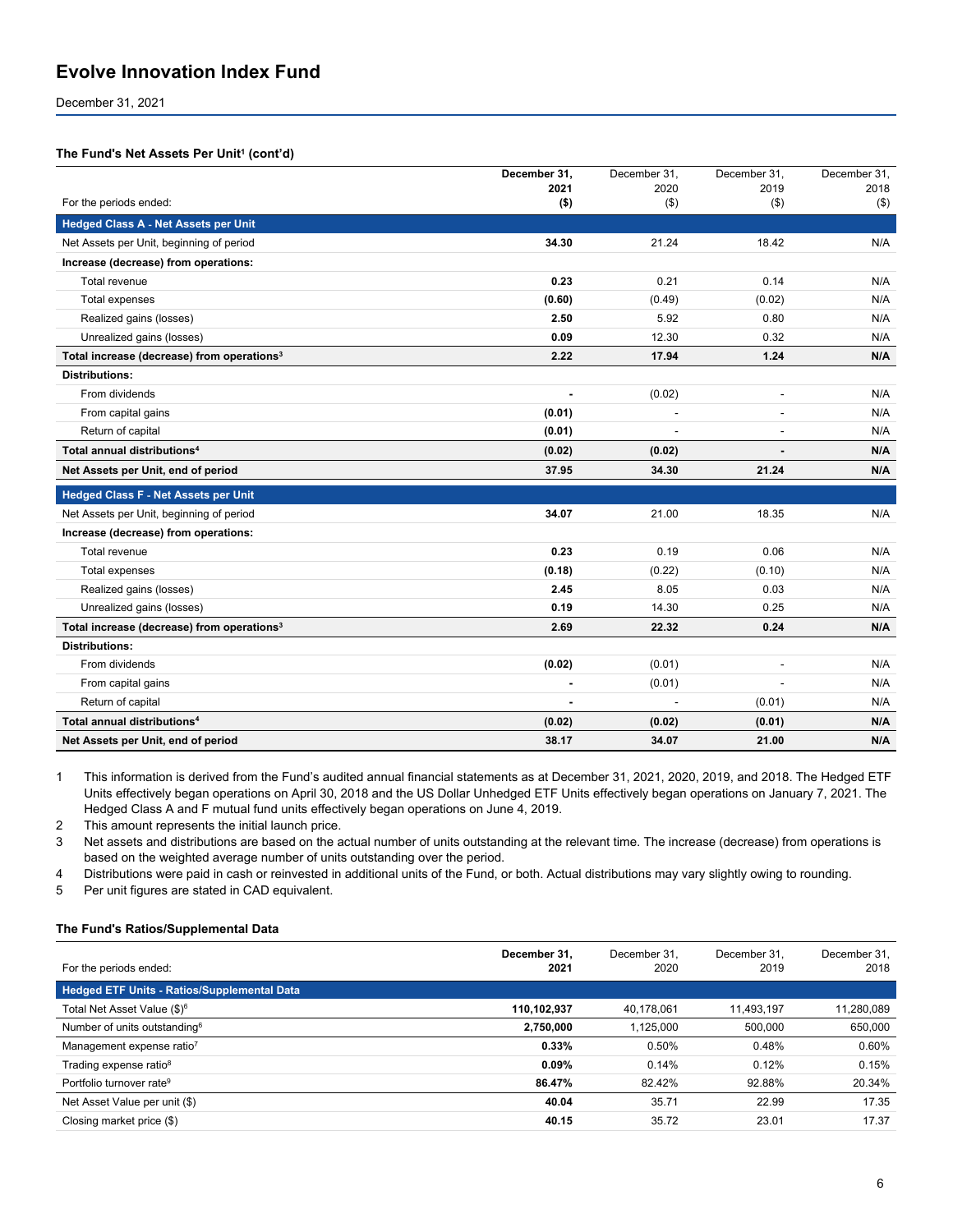# Evolve Innovation Index Fund

December 31, 2021

### The Fund's Net Assets Per Unit[1] (cont'd)

| For the periods ended: | December 31, 2021 ($) | December 31, 2020 ($) | December 31, 2019 ($) | December 31, 2018 ($) |
|---|---|---|---|---|
| **Hedged Class A - Net Assets per Unit** | | | | |
| Net Assets per Unit, beginning of period | **34.30** | 21.24 | 18.42 | N/A |
| **Increase (decrease) from operations:** | | | | |
| Total revenue | **0.23** | 0.21 | 0.14 | N/A |
| Total expenses | **(0.60)** | (0.49) | (0.02) | N/A |
| Realized gains (losses) | **2.50** | 5.92 | 0.80 | N/A |
| Unrealized gains (losses) | **0.09** | 12.30 | 0.32 | N/A |
| **Total increase (decrease) from operations[3]** | **2.22** | **17.94** | **1.24** | **N/A** |
| **Distributions:** | | | | |
| From dividends | **-** | (0.02) | - | N/A |
| From capital gains | **(0.01)** | - | - | N/A |
| Return of capital | **(0.01)** | - | - | N/A |
| **Total annual distributions[4]** | **(0.02)** | **(0.02)** | **-** | **N/A** |
| **Net Assets per Unit, end of period** | **37.95** | **34.30** | **21.24** | **N/A** |
| **Hedged Class F - Net Assets per Unit** | | | | |
| Net Assets per Unit, beginning of period | **34.07** | 21.00 | 18.35 | N/A |
| **Increase (decrease) from operations:** | | | | |
| Total revenue | **0.23** | 0.19 | 0.06 | N/A |
| Total expenses | **(0.18)** | (0.22) | (0.10) | N/A |
| Realized gains (losses) | **2.45** | 8.05 | 0.03 | N/A |
| Unrealized gains (losses) | **0.19** | 14.30 | 0.25 | N/A |
| **Total increase (decrease) from operations[3]** | **2.69** | **22.32** | **0.24** | **N/A** |
| **Distributions:** | | | | |
| From dividends | **(0.02)** | (0.01) | - | N/A |
| From capital gains | **-** | (0.01) | - | N/A |
| Return of capital | **-** | - | (0.01) | N/A |
| **Total annual distributions[4]** | **(0.02)** | **(0.02)** | **(0.01)** | **N/A** |
| **Net Assets per Unit, end of period** | **38.17** | **34.07** | **21.00** | **N/A** |

1 This information is derived from the Fund's audited annual financial statements as at December 31, 2021, 2020, 2019, and 2018. The Hedged ETF Units effectively began operations on April 30, 2018 and the US Dollar Unhedged ETF Units effectively began operations on January 7, 2021. The Hedged Class A and F mutual fund units effectively began operations on June 4, 2019.

2 This amount represents the initial launch price.

3 Net assets and distributions are based on the actual number of units outstanding at the relevant time. The increase (decrease) from operations is based on the weighted average number of units outstanding over the period.

4 Distributions were paid in cash or reinvested in additional units of the Fund, or both. Actual distributions may vary slightly owing to rounding.

5 Per unit figures are stated in CAD equivalent.

### The Fund's Ratios/Supplemental Data

| For the periods ended: | December 31, 2021 | December 31, 2020 | December 31, 2019 | December 31, 2018 |
|---|---|---|---|---|
| **Hedged ETF Units - Ratios/Supplemental Data** | | | | |
| Total Net Asset Value ($)[6] | **110,102,937** | 40,178,061 | 11,493,197 | 11,280,089 |
| Number of units outstanding[6] | **2,750,000** | 1,125,000 | 500,000 | 650,000 |
| Management expense ratio[7] | **0.33%** | 0.50% | 0.48% | 0.60% |
| Trading expense ratio[8] | **0.09%** | 0.14% | 0.12% | 0.15% |
| Portfolio turnover rate[9] | **86.47%** | 82.42% | 92.88% | 20.34% |
| Net Asset Value per unit ($) | **40.04** | 35.71 | 22.99 | 17.35 |
| Closing market price ($) | **40.15** | 35.72 | 23.01 | 17.37 |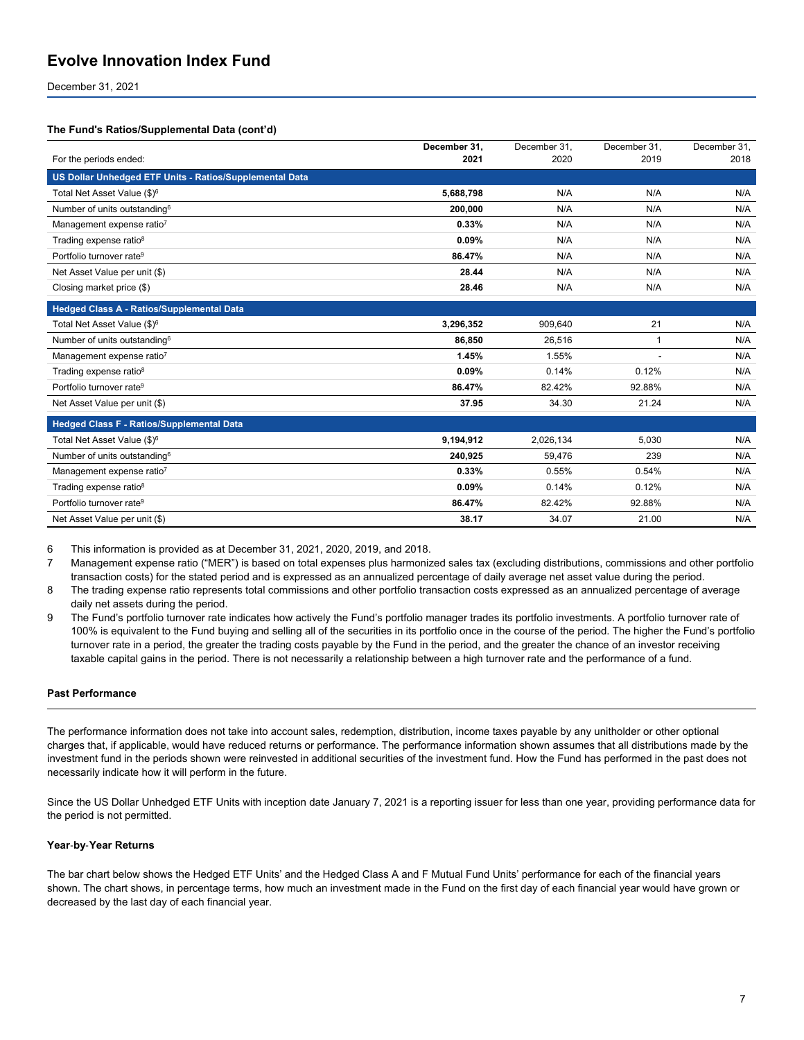# Evolve Innovation Index Fund

December 31, 2021

**The Fund's Ratios/Supplemental Data (cont'd)**

| For the periods ended: | **December 31, 2021** | December 31, 2020 | December 31, 2019 | December 31, 2018 |
|---|---|---|---|---|
| **US Dollar Unhedged ETF Units - Ratios/Supplemental Data** | | | | |
| Total Net Asset Value ($)[6] | **5,688,798** | N/A | N/A | N/A |
| Number of units outstanding[6] | **200,000** | N/A | N/A | N/A |
| Management expense ratio[7] | **0.33%** | N/A | N/A | N/A |
| Trading expense ratio[8] | **0.09%** | N/A | N/A | N/A |
| Portfolio turnover rate[9] | **86.47%** | N/A | N/A | N/A |
| Net Asset Value per unit ($) | **28.44** | N/A | N/A | N/A |
| Closing market price ($) | **28.46** | N/A | N/A | N/A |
| **Hedged Class A - Ratios/Supplemental Data** | | | | |
| Total Net Asset Value ($)[6] | **3,296,352** | 909,640 | 21 | N/A |
| Number of units outstanding[6] | **86,850** | 26,516 | 1 | N/A |
| Management expense ratio[7] | **1.45%** | 1.55% | - | N/A |
| Trading expense ratio[8] | **0.09%** | 0.14% | 0.12% | N/A |
| Portfolio turnover rate[9] | **86.47%** | 82.42% | 92.88% | N/A |
| Net Asset Value per unit ($) | **37.95** | 34.30 | 21.24 | N/A |
| **Hedged Class F - Ratios/Supplemental Data** | | | | |
| Total Net Asset Value ($)[6] | **9,194,912** | 2,026,134 | 5,030 | N/A |
| Number of units outstanding[6] | **240,925** | 59,476 | 239 | N/A |
| Management expense ratio[7] | **0.33%** | 0.55% | 0.54% | N/A |
| Trading expense ratio[8] | **0.09%** | 0.14% | 0.12% | N/A |
| Portfolio turnover rate[9] | **86.47%** | 82.42% | 92.88% | N/A |
| Net Asset Value per unit ($) | **38.17** | 34.07 | 21.00 | N/A |

6 This information is provided as at December 31, 2021, 2020, 2019, and 2018.

7 Management expense ratio ("MER") is based on total expenses plus harmonized sales tax (excluding distributions, commissions and other portfolio transaction costs) for the stated period and is expressed as an annualized percentage of daily average net asset value during the period.

8 The trading expense ratio represents total commissions and other portfolio transaction costs expressed as an annualized percentage of average daily net assets during the period.

9 The Fund's portfolio turnover rate indicates how actively the Fund's portfolio manager trades its portfolio investments. A portfolio turnover rate of 100% is equivalent to the Fund buying and selling all of the securities in its portfolio once in the course of the period. The higher the Fund's portfolio turnover rate in a period, the greater the trading costs payable by the Fund in the period, and the greater the chance of an investor receiving taxable capital gains in the period. There is not necessarily a relationship between a high turnover rate and the performance of a fund.

**Past Performance**

The performance information does not take into account sales, redemption, distribution, income taxes payable by any unitholder or other optional charges that, if applicable, would have reduced returns or performance. The performance information shown assumes that all distributions made by the investment fund in the periods shown were reinvested in additional securities of the investment fund. How the Fund has performed in the past does not necessarily indicate how it will perform in the future.

Since the US Dollar Unhedged ETF Units with inception date January 7, 2021 is a reporting issuer for less than one year, providing performance data for the period is not permitted.

**Year-by-Year Returns**

The bar chart below shows the Hedged ETF Units' and the Hedged Class A and F Mutual Fund Units' performance for each of the financial years shown. The chart shows, in percentage terms, how much an investment made in the Fund on the first day of each financial year would have grown or decreased by the last day of each financial year.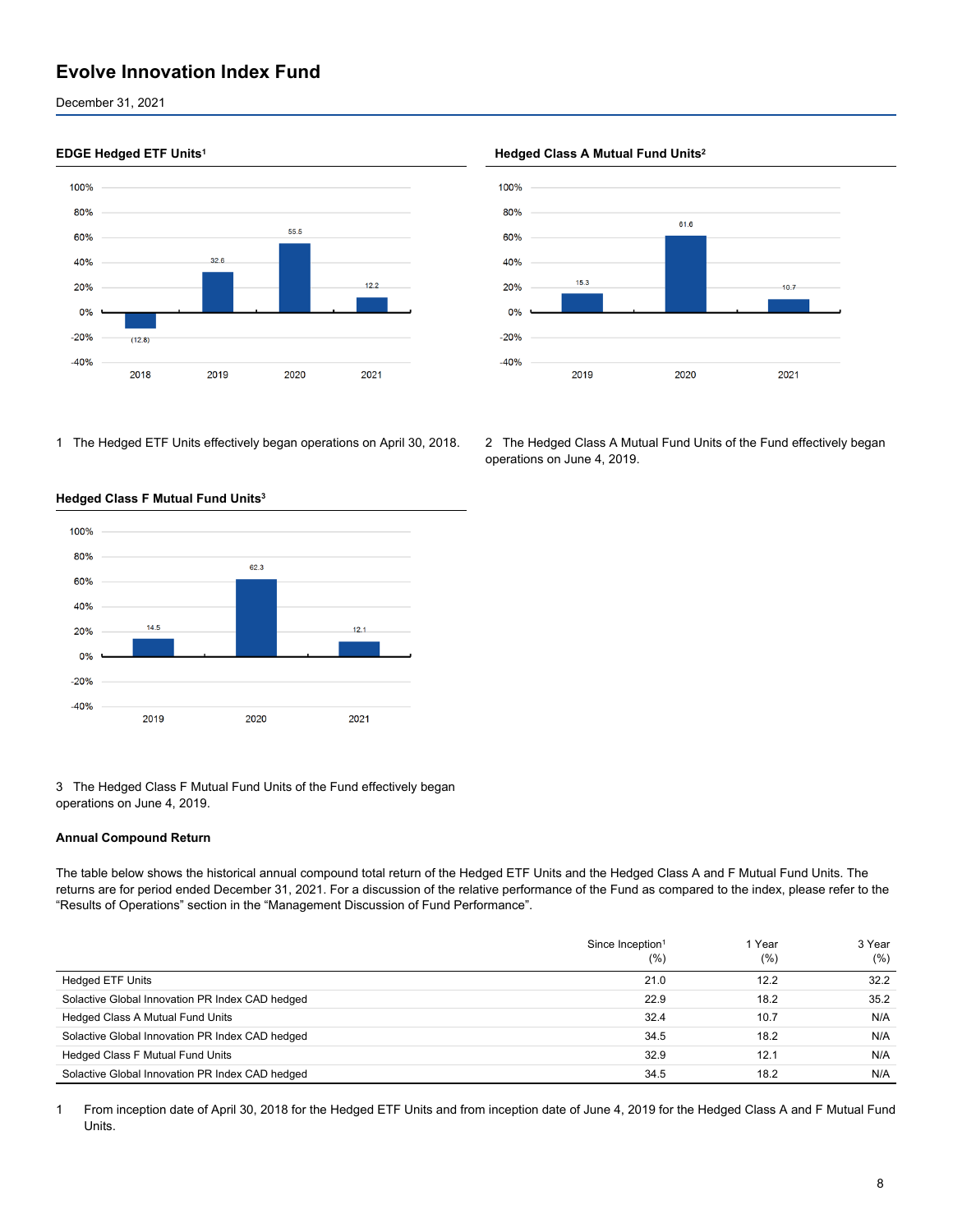# Evolve Innovation Index Fund

December 31, 2021

### EDGE Hedged ETF Units[1]

| Year | Return (%) |
|---|---|
| 2018 | (12.8) |
| 2019 | 32.6 |
| 2020 | 55.5 |
| 2021 | 12.2 |

1 The Hedged ETF Units effectively began operations on April 30, 2018.

### Hedged Class A Mutual Fund Units[2]

| Year | Return (%) |
|---|---|
| 2019 | 15.3 |
| 2020 | 61.6 |
| 2021 | 10.7 |

2 The Hedged Class A Mutual Fund Units of the Fund effectively began operations on June 4, 2019.

### Hedged Class F Mutual Fund Units[3]

| Year | Return (%) |
|---|---|
| 2019 | 14.5 |
| 2020 | 62.3 |
| 2021 | 12.1 |

3 The Hedged Class F Mutual Fund Units of the Fund effectively began operations on June 4, 2019.

### Annual Compound Return

The table below shows the historical annual compound total return of the Hedged ETF Units and the Hedged Class A and F Mutual Fund Units. The returns are for period ended December 31, 2021. For a discussion of the relative performance of the Fund as compared to the index, please refer to the "Results of Operations" section in the "Management Discussion of Fund Performance".

| | Since Inception[1] (%) | 1 Year (%) | 3 Year (%) |
|---|---|---|---|
| Hedged ETF Units | 21.0 | 12.2 | 32.2 |
| Solactive Global Innovation PR Index CAD hedged | 22.9 | 18.2 | 35.2 |
| Hedged Class A Mutual Fund Units | 32.4 | 10.7 | N/A |
| Solactive Global Innovation PR Index CAD hedged | 34.5 | 18.2 | N/A |
| Hedged Class F Mutual Fund Units | 32.9 | 12.1 | N/A |
| Solactive Global Innovation PR Index CAD hedged | 34.5 | 18.2 | N/A |

1 From inception date of April 30, 2018 for the Hedged ETF Units and from inception date of June 4, 2019 for the Hedged Class A and F Mutual Fund Units.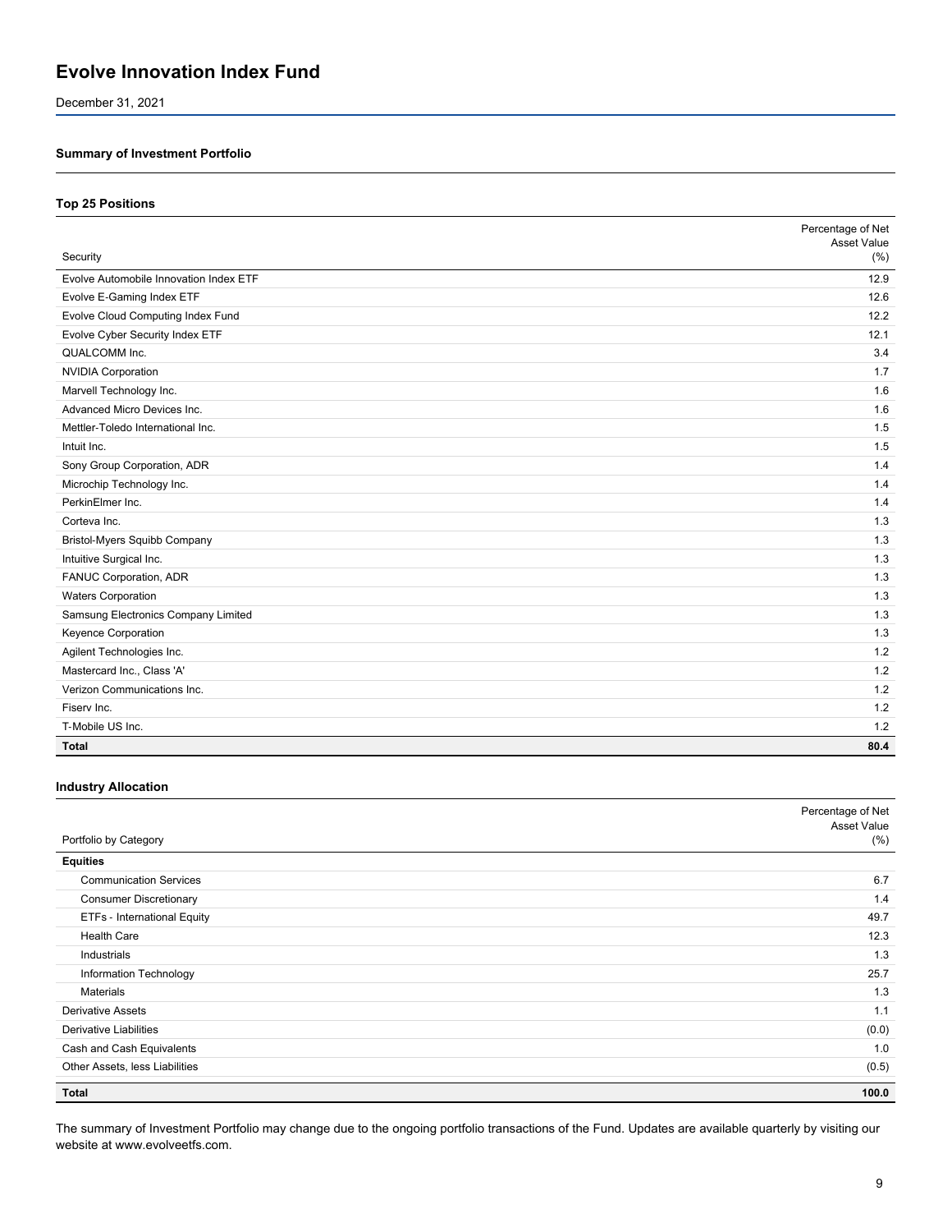# Evolve Innovation Index Fund

December 31, 2021

### Summary of Investment Portfolio

#### Top 25 Positions

| Security | Percentage of Net Asset Value (%) |
|---|---|
| Evolve Automobile Innovation Index ETF | 12.9 |
| Evolve E-Gaming Index ETF | 12.6 |
| Evolve Cloud Computing Index Fund | 12.2 |
| Evolve Cyber Security Index ETF | 12.1 |
| QUALCOMM Inc. | 3.4 |
| NVIDIA Corporation | 1.7 |
| Marvell Technology Inc. | 1.6 |
| Advanced Micro Devices Inc. | 1.6 |
| Mettler-Toledo International Inc. | 1.5 |
| Intuit Inc. | 1.5 |
| Sony Group Corporation, ADR | 1.4 |
| Microchip Technology Inc. | 1.4 |
| PerkinElmer Inc. | 1.4 |
| Corteva Inc. | 1.3 |
| Bristol-Myers Squibb Company | 1.3 |
| Intuitive Surgical Inc. | 1.3 |
| FANUC Corporation, ADR | 1.3 |
| Waters Corporation | 1.3 |
| Samsung Electronics Company Limited | 1.3 |
| Keyence Corporation | 1.3 |
| Agilent Technologies Inc. | 1.2 |
| Mastercard Inc., Class 'A' | 1.2 |
| Verizon Communications Inc. | 1.2 |
| Fiserv Inc. | 1.2 |
| T-Mobile US Inc. | 1.2 |
| **Total** | **80.4** |

#### Industry Allocation

| Portfolio by Category | Percentage of Net Asset Value (%) |
|---|---|
| **Equities** | |
| Communication Services | 6.7 |
| Consumer Discretionary | 1.4 |
| ETFs - International Equity | 49.7 |
| Health Care | 12.3 |
| Industrials | 1.3 |
| Information Technology | 25.7 |
| Materials | 1.3 |
| Derivative Assets | 1.1 |
| Derivative Liabilities | (0.0) |
| Cash and Cash Equivalents | 1.0 |
| Other Assets, less Liabilities | (0.5) |
| **Total** | **100.0** |

The summary of Investment Portfolio may change due to the ongoing portfolio transactions of the Fund. Updates are available quarterly by visiting our website at www.evolveetfs.com.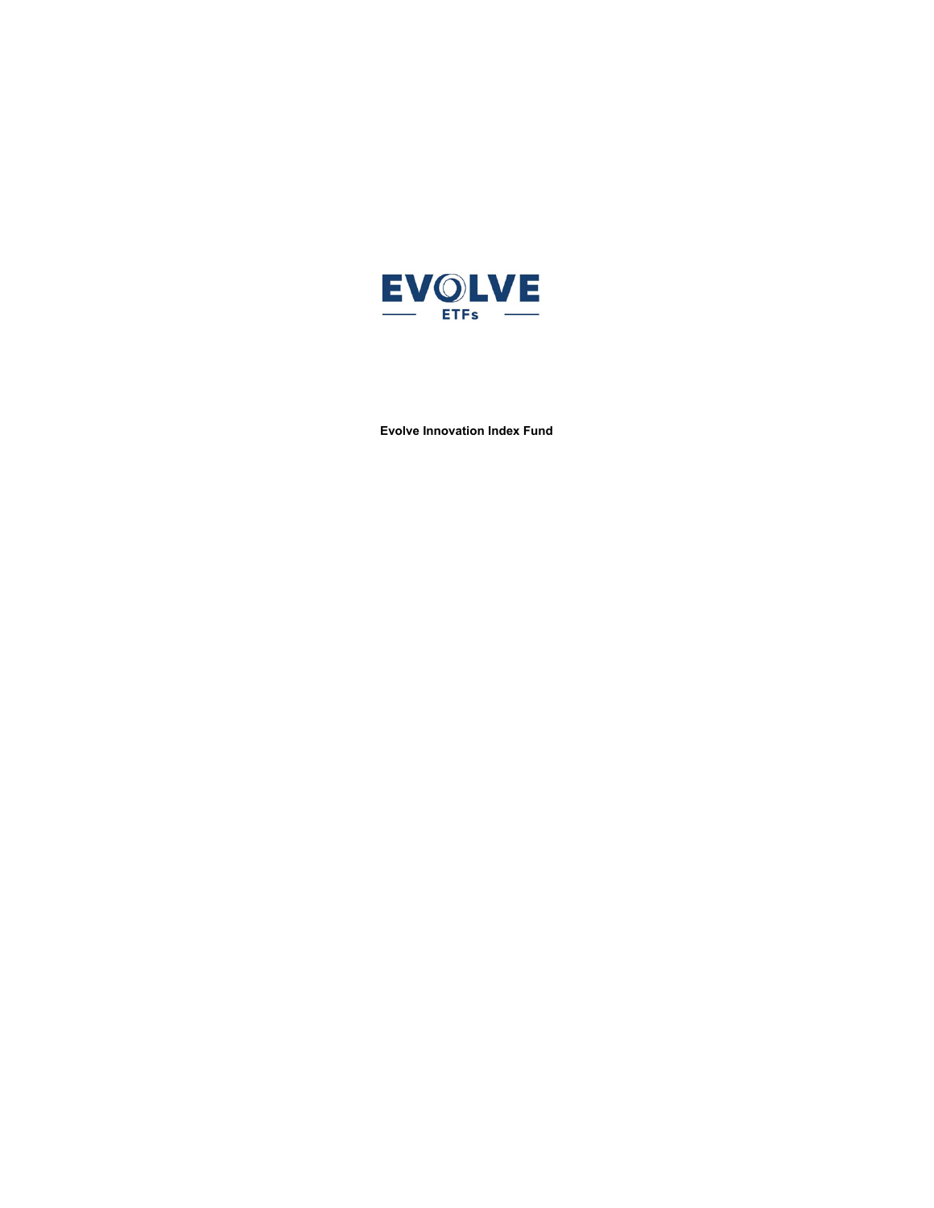EVOLVE

ETFs

**Evolve Innovation Index Fund**